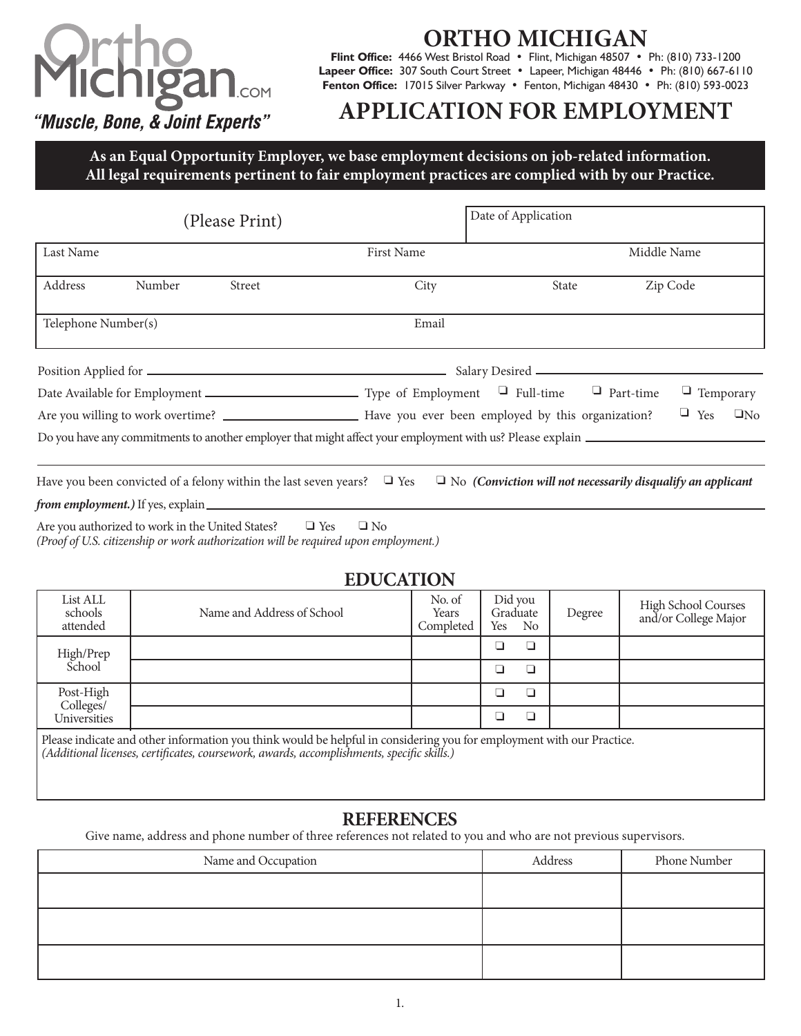Ortho Michigan.COM

*"Muscle, Bone, & Joint Experts"*

# ORTHO MICHIGAN

**Flint Office:** 4466 West Bristol Road • Flint, Michigan 48507 • Ph: (810) 733-1200
**Lapeer Office:** 307 South Court Street • Lapeer, Michigan 48446 • Ph: (810) 667-6110
**Fenton Office:** 17015 Silver Parkway • Fenton, Michigan 48430 • Ph: (810) 593-0023

# APPLICATION FOR EMPLOYMENT

**As an Equal Opportunity Employer, we base employment decisions on job-related information. All legal requirements pertinent to fair employment practices are complied with by our Practice.**

| (Please Print) | | | | Date of Application | |
|---|---|---|---|---|---|
| Last Name | | First Name | | | Middle Name |
| Address | Number | Street | City | State | Zip Code |
| Telephone Number(s) | | Email | | | |

Position Applied for ______________________ Salary Desired ______________________

Date Available for Employment ______________________ Type of Employment ❑ Full-time ❑ Part-time ❑ Temporary

Are you willing to work overtime? ______________________ Have you ever been employed by this organization? ❑ Yes ❑ No

Do you have any commitments to another employer that might affect your employment with us? Please explain ______________________

Have you been convicted of a felony within the last seven years? ❑ Yes ❑ No ***(Conviction will not necessarily disqualify an applicant from employment.)*** If yes, explain ______________________

Are you authorized to work in the United States? ❑ Yes ❑ No
*(Proof of U.S. citizenship or work authorization will be required upon employment.)*

## EDUCATION

| List ALL schools attended | Name and Address of School | No. of Years Completed | Did you Graduate Yes | No | Degree | High School Courses and/or College Major |
|---|---|---|---|---|---|---|
| High/Prep School | | | ❑ | ❑ | | |
| | | | ❑ | ❑ | | |
| Post-High Colleges/ Universities | | | ❑ | ❑ | | |
| | | | ❑ | ❑ | | |

Please indicate and other information you think would be helpful in considering you for employment with our Practice.
*(Additional licenses, certificates, coursework, awards, accomplishments, specific skills.)*

## REFERENCES

Give name, address and phone number of three references not related to you and who are not previous supervisors.

| Name and Occupation | Address | Phone Number |
|---|---|---|
| | | |
| | | |
| | | |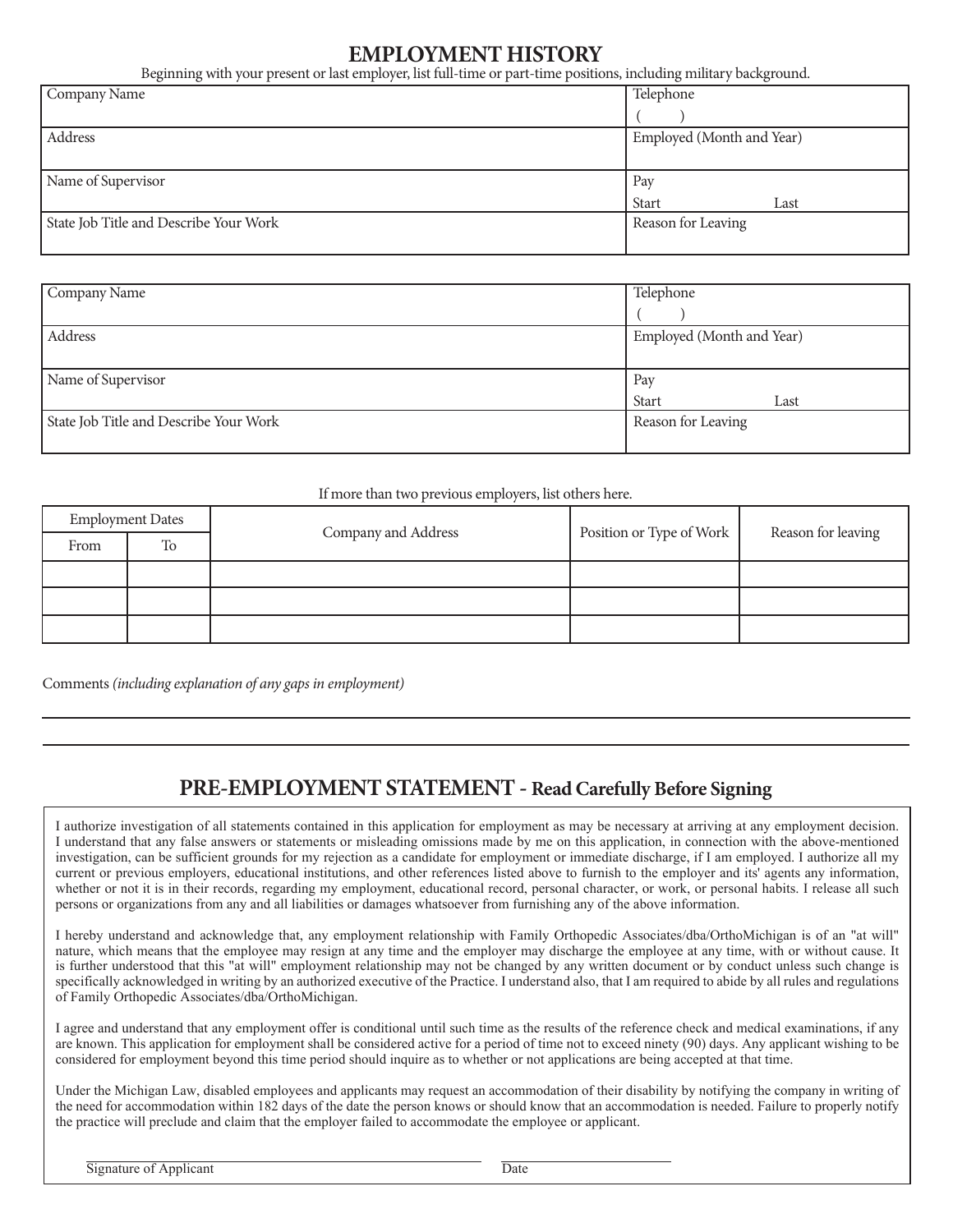# EMPLOYMENT HISTORY

Beginning with your present or last employer, list full-time or part-time positions, including military background.

| | |
|---|---|
| Company Name | Telephone ( ) |
| Address | Employed (Month and Year) |
| Name of Supervisor | Pay Start Last |
| State Job Title and Describe Your Work | Reason for Leaving |

| | |
|---|---|
| Company Name | Telephone ( ) |
| Address | Employed (Month and Year) |
| Name of Supervisor | Pay Start Last |
| State Job Title and Describe Your Work | Reason for Leaving |

If more than two previous employers, list others here.

| Employment Dates | | Company and Address | Position or Type of Work | Reason for leaving |
|---|---|---|---|---|
| From | To | | | |
| | | | | |
| | | | | |
| | | | | |

Comments *(including explanation of any gaps in employment)*

______________________________________________

______________________________________________

## PRE-EMPLOYMENT STATEMENT - Read Carefully Before Signing

I authorize investigation of all statements contained in this application for employment as may be necessary at arriving at any employment decision. I understand that any false answers or statements or misleading omissions made by me on this application, in connection with the above-mentioned investigation, can be sufficient grounds for my rejection as a candidate for employment or immediate discharge, if I am employed. I authorize all my current or previous employers, educational institutions, and other references listed above to furnish to the employer and its' agents any information, whether or not it is in their records, regarding my employment, educational record, personal character, or work, or personal habits. I release all such persons or organizations from any and all liabilities or damages whatsoever from furnishing any of the above information.

I hereby understand and acknowledge that, any employment relationship with Family Orthopedic Associates/dba/OrthoMichigan is of an "at will" nature, which means that the employee may resign at any time and the employer may discharge the employee at any time, with or without cause. It is further understood that this "at will" employment relationship may not be changed by any written document or by conduct unless such change is specifically acknowledged in writing by an authorized executive of the Practice. I understand also, that I am required to abide by all rules and regulations of Family Orthopedic Associates/dba/OrthoMichigan.

I agree and understand that any employment offer is conditional until such time as the results of the reference check and medical examinations, if any are known. This application for employment shall be considered active for a period of time not to exceed ninety (90) days. Any applicant wishing to be considered for employment beyond this time period should inquire as to whether or not applications are being accepted at that time.

Under the Michigan Law, disabled employees and applicants may request an accommodation of their disability by notifying the company in writing of the need for accommodation within 182 days of the date the person knows or should know that an accommodation is needed. Failure to properly notify the practice will preclude and claim that the employer failed to accommodate the employee or applicant.

______________________________ ______________

Signature of Applicant Date